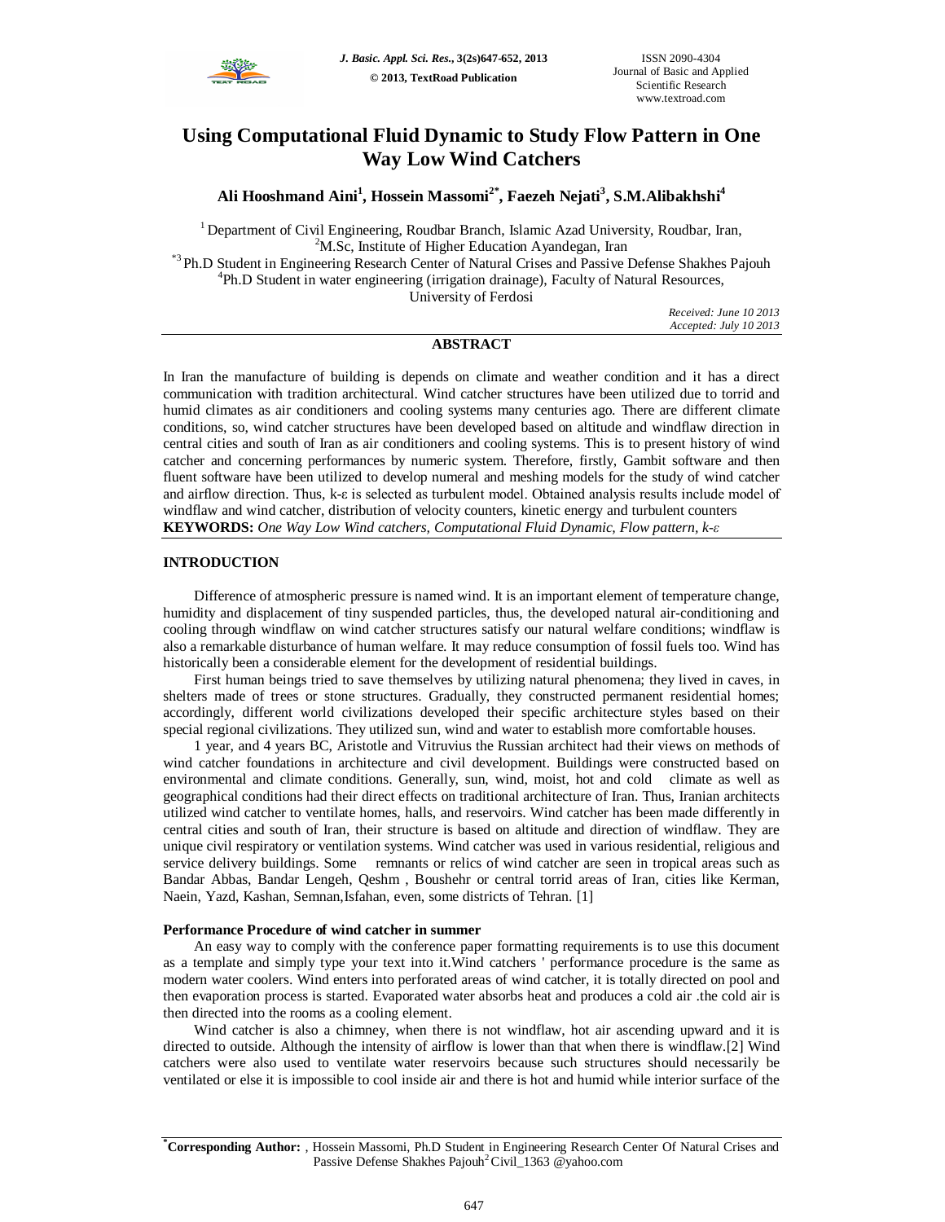# Using Computational Fluid Dynamic to Study Flow Pattern in One Way Low Wind Catchers

**Ali Hooshmand Aini[1], Hossein Massomi[2*], Faezeh Nejati[3], S.M.Alibakhshi[4]**

[1] Department of Civil Engineering, Roudbar Branch, Islamic Azad University, Roudbar, Iran,
[2] M.Sc, Institute of Higher Education Ayandegan, Iran
[*3] Ph.D Student in Engineering Research Center of Natural Crises and Passive Defense Shakhes Pajouh
[4] Ph.D Student in water engineering (irrigation drainage), Faculty of Natural Resources, University of Ferdosi

*Received: June 10 2013*
*Accepted: July 10 2013*

## ABSTRACT

In Iran the manufacture of building is depends on climate and weather condition and it has a direct communication with tradition architectural. Wind catcher structures have been utilized due to torrid and humid climates as air conditioners and cooling systems many centuries ago. There are different climate conditions, so, wind catcher structures have been developed based on altitude and windflaw direction in central cities and south of Iran as air conditioners and cooling systems. This is to present history of wind catcher and concerning performances by numeric system. Therefore, firstly, Gambit software and then fluent software have been utilized to develop numeral and meshing models for the study of wind catcher and airflow direction. Thus, k-ε is selected as turbulent model. Obtained analysis results include model of windflaw and wind catcher, distribution of velocity counters, kinetic energy and turbulent counters

**KEYWORDS:** *One Way Low Wind catchers, Computational Fluid Dynamic, Flow pattern, k-ε*

## INTRODUCTION

Difference of atmospheric pressure is named wind. It is an important element of temperature change, humidity and displacement of tiny suspended particles, thus, the developed natural air-conditioning and cooling through windflaw on wind catcher structures satisfy our natural welfare conditions; windflaw is also a remarkable disturbance of human welfare. It may reduce consumption of fossil fuels too. Wind has historically been a considerable element for the development of residential buildings.

First human beings tried to save themselves by utilizing natural phenomena; they lived in caves, in shelters made of trees or stone structures. Gradually, they constructed permanent residential homes; accordingly, different world civilizations developed their specific architecture styles based on their special regional civilizations. They utilized sun, wind and water to establish more comfortable houses.

1 year, and 4 years BC, Aristotle and Vitruvius the Russian architect had their views on methods of wind catcher foundations in architecture and civil development. Buildings were constructed based on environmental and climate conditions. Generally, sun, wind, moist, hot and cold climate as well as geographical conditions had their direct effects on traditional architecture of Iran. Thus, Iranian architects utilized wind catcher to ventilate homes, halls, and reservoirs. Wind catcher has been made differently in central cities and south of Iran, their structure is based on altitude and direction of windflaw. They are unique civil respiratory or ventilation systems. Wind catcher was used in various residential, religious and service delivery buildings. Some remnants or relics of wind catcher are seen in tropical areas such as Bandar Abbas, Bandar Lengeh, Qeshm , Boushehr or central torrid areas of Iran, cities like Kerman, Naein, Yazd, Kashan, Semnan,Isfahan, even, some districts of Tehran. [1]

### Performance Procedure of wind catcher in summer

An easy way to comply with the conference paper formatting requirements is to use this document as a template and simply type your text into it.Wind catchers ' performance procedure is the same as modern water coolers. Wind enters into perforated areas of wind catcher, it is totally directed on pool and then evaporation process is started. Evaporated water absorbs heat and produces a cold air .the cold air is then directed into the rooms as a cooling element.

Wind catcher is also a chimney, when there is not windflaw, hot air ascending upward and it is directed to outside. Although the intensity of airflow is lower than that when there is windflaw.[2] Wind catchers were also used to ventilate water reservoirs because such structures should necessarily be ventilated or else it is impossible to cool inside air and there is hot and humid while interior surface of the

---

[*] **Corresponding Author:** , Hossein Massomi, Ph.D Student in Engineering Research Center Of Natural Crises and Passive Defense Shakhes Pajouh[2] Civil_1363 @yahoo.com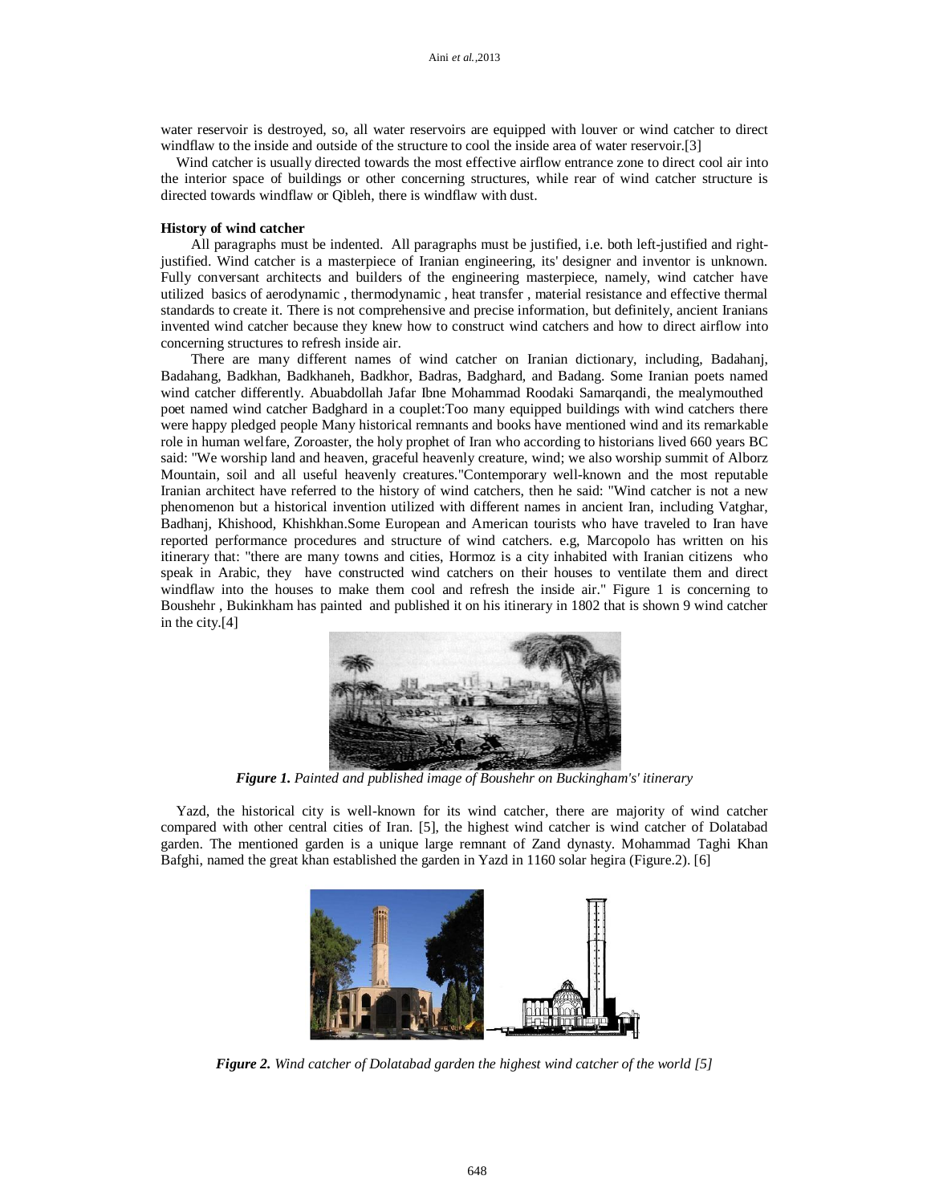water reservoir is destroyed, so, all water reservoirs are equipped with louver or wind catcher to direct windflaw to the inside and outside of the structure to cool the inside area of water reservoir.[3]

Wind catcher is usually directed towards the most effective airflow entrance zone to direct cool air into the interior space of buildings or other concerning structures, while rear of wind catcher structure is directed towards windflaw or Qibleh, there is windflaw with dust.

**History of wind catcher**

All paragraphs must be indented. All paragraphs must be justified, i.e. both left-justified and right-justified. Wind catcher is a masterpiece of Iranian engineering, its' designer and inventor is unknown. Fully conversant architects and builders of the engineering masterpiece, namely, wind catcher have utilized basics of aerodynamic , thermodynamic , heat transfer , material resistance and effective thermal standards to create it. There is not comprehensive and precise information, but definitely, ancient Iranians invented wind catcher because they knew how to construct wind catchers and how to direct airflow into concerning structures to refresh inside air.

There are many different names of wind catcher on Iranian dictionary, including, Badahanj, Badahang, Badkhan, Badkhaneh, Badkhor, Badras, Badghard, and Badang. Some Iranian poets named wind catcher differently. Abuabdollah Jafar Ibne Mohammad Roodaki Samarqandi, the mealymouthed poet named wind catcher Badghard in a couplet:Too many equipped buildings with wind catchers there were happy pledged people Many historical remnants and books have mentioned wind and its remarkable role in human welfare, Zoroaster, the holy prophet of Iran who according to historians lived 660 years BC said: "We worship land and heaven, graceful heavenly creature, wind; we also worship summit of Alborz Mountain, soil and all useful heavenly creatures."Contemporary well-known and the most reputable Iranian architect have referred to the history of wind catchers, then he said: "Wind catcher is not a new phenomenon but a historical invention utilized with different names in ancient Iran, including Vatghar, Badhanj, Khishood, Khishkhan.Some European and American tourists who have traveled to Iran have reported performance procedures and structure of wind catchers. e.g, Marcopolo has written on his itinerary that: "there are many towns and cities, Hormoz is a city inhabited with Iranian citizens who speak in Arabic, they have constructed wind catchers on their houses to ventilate them and direct windflaw into the houses to make them cool and refresh the inside air." Figure 1 is concerning to Boushehr , Bukinkham has painted and published it on his itinerary in 1802 that is shown 9 wind catcher in the city.[4]

***Figure 1.*** *Painted and published image of Boushehr on Buckingham's' itinerary*

Yazd, the historical city is well-known for its wind catcher, there are majority of wind catcher compared with other central cities of Iran. [5], the highest wind catcher is wind catcher of Dolatabad garden. The mentioned garden is a unique large remnant of Zand dynasty. Mohammad Taghi Khan Bafghi, named the great khan established the garden in Yazd in 1160 solar hegira (Figure.2). [6]

***Figure 2.*** *Wind catcher of Dolatabad garden the highest wind catcher of the world [5]*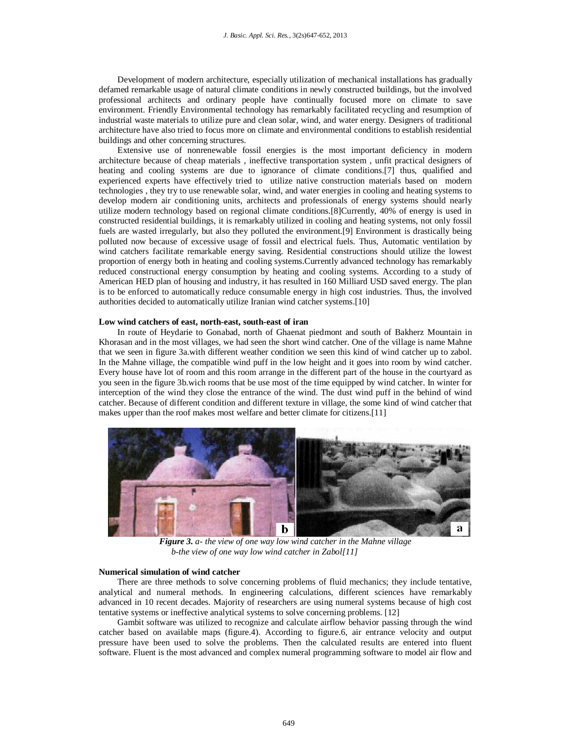Development of modern architecture, especially utilization of mechanical installations has gradually defamed remarkable usage of natural climate conditions in newly constructed buildings, but the involved professional architects and ordinary people have continually focused more on climate to save environment. Friendly Environmental technology has remarkably facilitated recycling and resumption of industrial waste materials to utilize pure and clean solar, wind, and water energy. Designers of traditional architecture have also tried to focus more on climate and environmental conditions to establish residential buildings and other concerning structures.

Extensive use of nonrenewable fossil energies is the most important deficiency in modern architecture because of cheap materials , ineffective transportation system , unfit practical designers of heating and cooling systems are due to ignorance of climate conditions.[7] thus, qualified and experienced experts have effectively tried to utilize native construction materials based on modern technologies , they try to use renewable solar, wind, and water energies in cooling and heating systems to develop modern air conditioning units, architects and professionals of energy systems should nearly utilize modern technology based on regional climate conditions.[8]Currently, 40% of energy is used in constructed residential buildings, it is remarkably utilized in cooling and heating systems, not only fossil fuels are wasted irregularly, but also they polluted the environment.[9] Environment is drastically being polluted now because of excessive usage of fossil and electrical fuels. Thus, Automatic ventilation by wind catchers facilitate remarkable energy saving. Residential constructions should utilize the lowest proportion of energy both in heating and cooling systems.Currently advanced technology has remarkably reduced constructional energy consumption by heating and cooling systems. According to a study of American HED plan of housing and industry, it has resulted in 160 Milliard USD saved energy. The plan is to be enforced to automatically reduce consumable energy in high cost industries. Thus, the involved authorities decided to automatically utilize Iranian wind catcher systems.[10]

**Low wind catchers of east, north-east, south-east of iran**

In route of Heydarie to Gonabad, north of Ghaenat piedmont and south of Bakherz Mountain in Khorasan and in the most villages, we had seen the short wind catcher. One of the village is name Mahne that we seen in figure 3a.with different weather condition we seen this kind of wind catcher up to zabol. In the Mahne village, the compatible wind puff in the low height and it goes into room by wind catcher. Every house have lot of room and this room arrange in the different part of the house in the courtyard as you seen in the figure 3b.wich rooms that be use most of the time equipped by wind catcher. In winter for interception of the wind they close the entrance of the wind. The dust wind puff in the behind of wind catcher. Because of different condition and different texture in village, the some kind of wind catcher that makes upper than the roof makes most welfare and better climate for citizens.[11]

***Figure 3.*** *a- the view of one way low wind catcher in the Mahne village*
*b-the view of one way low wind catcher in Zabol[11]*

**Numerical simulation of wind catcher**

There are three methods to solve concerning problems of fluid mechanics; they include tentative, analytical and numeral methods. In engineering calculations, different sciences have remarkably advanced in 10 recent decades. Majority of researchers are using numeral systems because of high cost tentative systems or ineffective analytical systems to solve concerning problems. [12]

Gambit software was utilized to recognize and calculate airflow behavior passing through the wind catcher based on available maps (figure.4). According to figure.6, air entrance velocity and output pressure have been used to solve the problems. Then the calculated results are entered into fluent software. Fluent is the most advanced and complex numeral programming software to model air flow and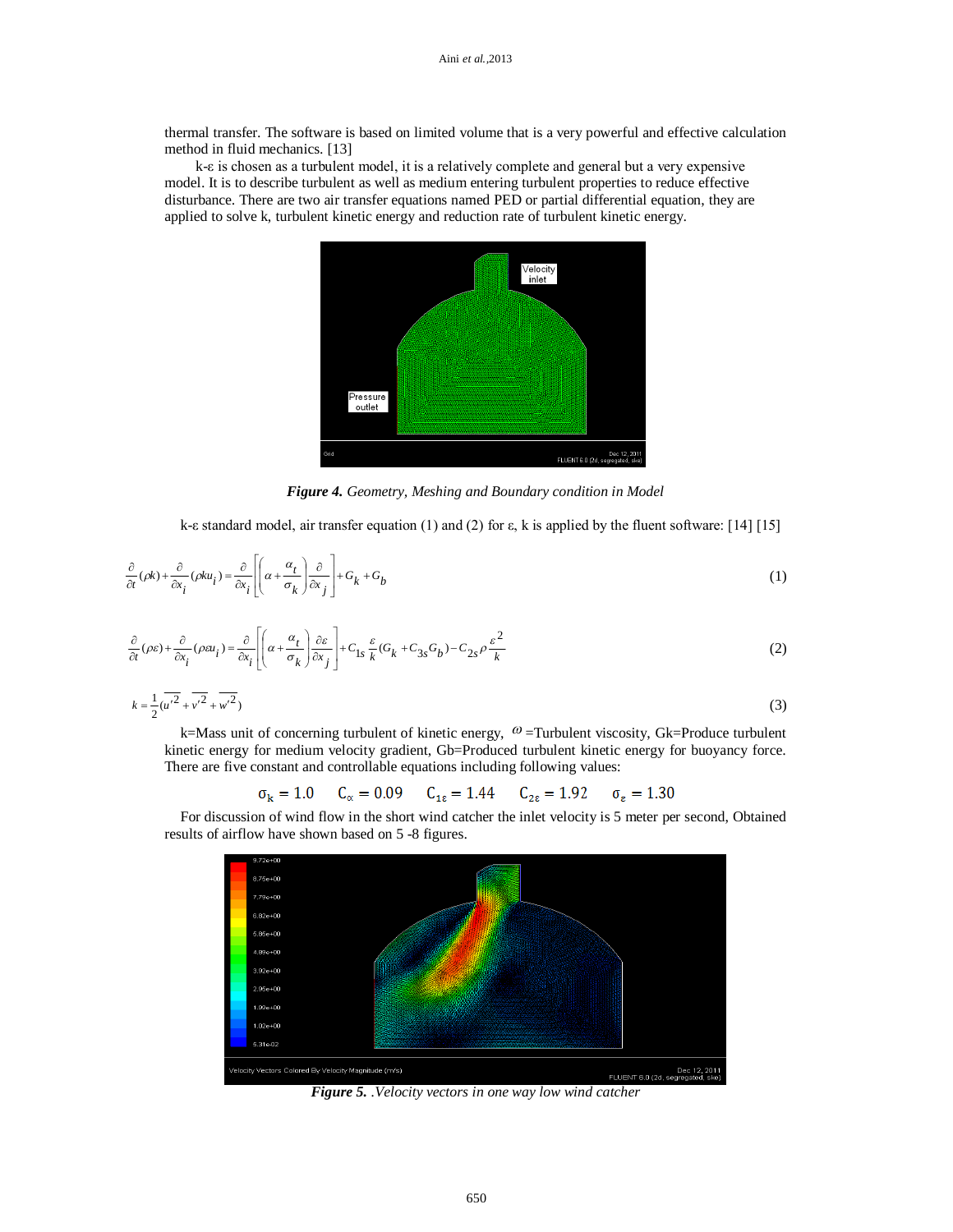thermal transfer. The software is based on limited volume that is a very powerful and effective calculation method in fluid mechanics. [13]

k-ε is chosen as a turbulent model, it is a relatively complete and general but a very expensive model. It is to describe turbulent as well as medium entering turbulent properties to reduce effective disturbance. There are two air transfer equations named PED or partial differential equation, they are applied to solve k, turbulent kinetic energy and reduction rate of turbulent kinetic energy.

***Figure 4.*** *Geometry, Meshing and Boundary condition in Model*

k-ε standard model, air transfer equation (1) and (2) for ε, k is applied by the fluent software: [14] [15]

$$\frac{\partial}{\partial t}(\rho k)+\frac{\partial}{\partial x_i}(\rho k u_i)=\frac{\partial}{\partial x_i}\left[\left(\alpha+\frac{\alpha_t}{\sigma_k}\right)\frac{\partial}{\partial x_j}\right]+G_k+G_b \tag{1}$$

$$\frac{\partial}{\partial t}(\rho \varepsilon)+\frac{\partial}{\partial x_i}(\rho \varepsilon u_i)=\frac{\partial}{\partial x_i}\left[\left(\alpha+\frac{\alpha_t}{\sigma_k}\right)\frac{\partial \varepsilon}{\partial x_j}\right]+C_{1s}\frac{\varepsilon}{k}(G_k+C_{3s}G_b)-C_{2s}\rho\frac{\varepsilon^2}{k} \tag{2}$$

$$k=\frac{1}{2}(\overline{u'^2}+\overline{v'^2}+\overline{w'^2}) \tag{3}$$

k=Mass unit of concerning turbulent of kinetic energy, $\omega$ =Turbulent viscosity, Gk=Produce turbulent kinetic energy for medium velocity gradient, Gb=Produced turbulent kinetic energy for buoyancy force. There are five constant and controllable equations including following values:

$$\sigma_k = 1.0 \quad C_\alpha = 0.09 \quad C_{1\varepsilon} = 1.44 \quad C_{2\varepsilon} = 1.92 \quad \sigma_\varepsilon = 1.30$$

For discussion of wind flow in the short wind catcher the inlet velocity is 5 meter per second, Obtained results of airflow have shown based on 5 -8 figures.

***Figure 5.*** *.Velocity vectors in one way low wind catcher*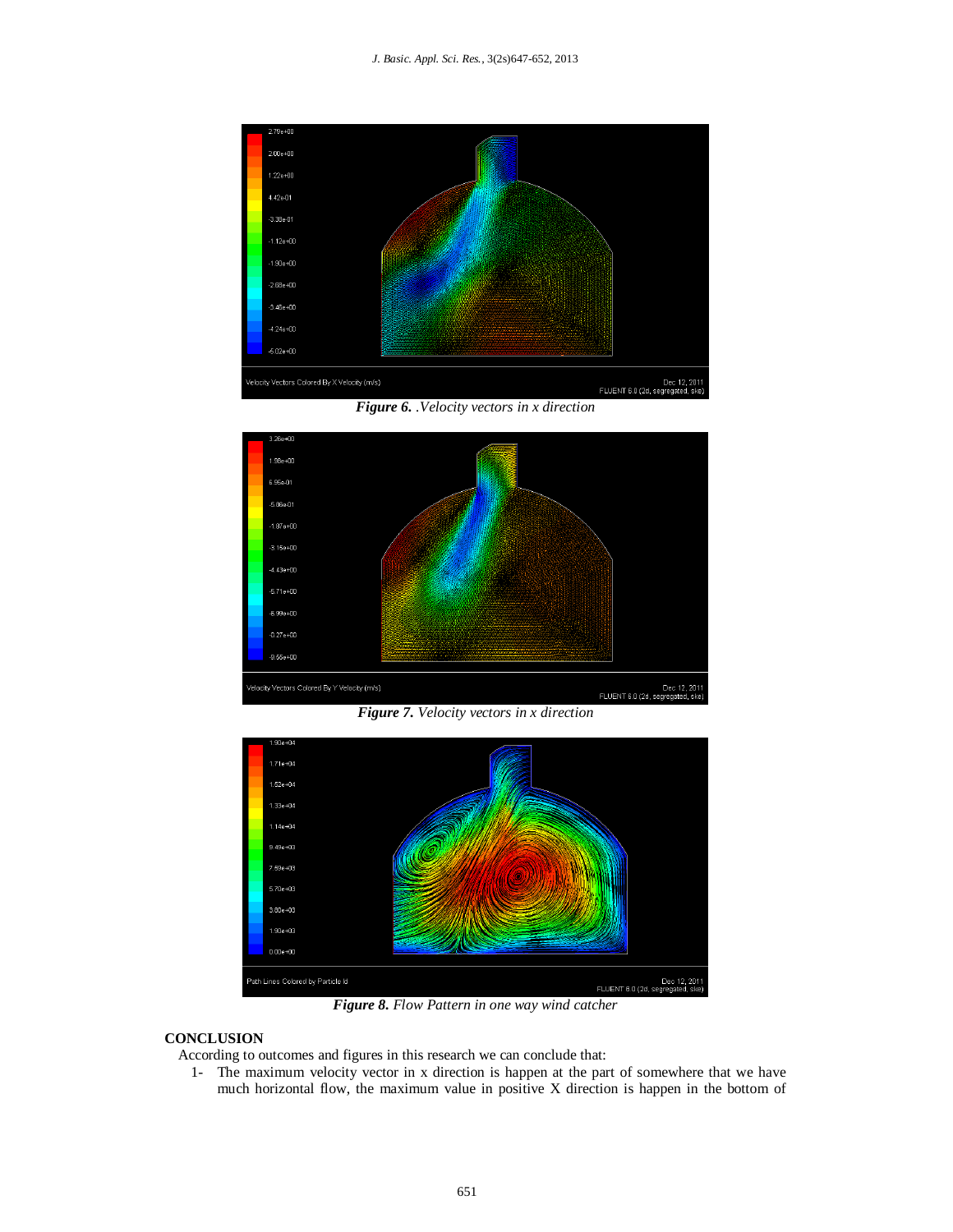*Figure 6. .Velocity vectors in x direction*

*Figure 7. Velocity vectors in x direction*

*Figure 8. Flow Pattern in one way wind catcher*

## CONCLUSION

According to outcomes and figures in this research we can conclude that:

1- The maximum velocity vector in x direction is happen at the part of somewhere that we have much horizontal flow, the maximum value in positive X direction is happen in the bottom of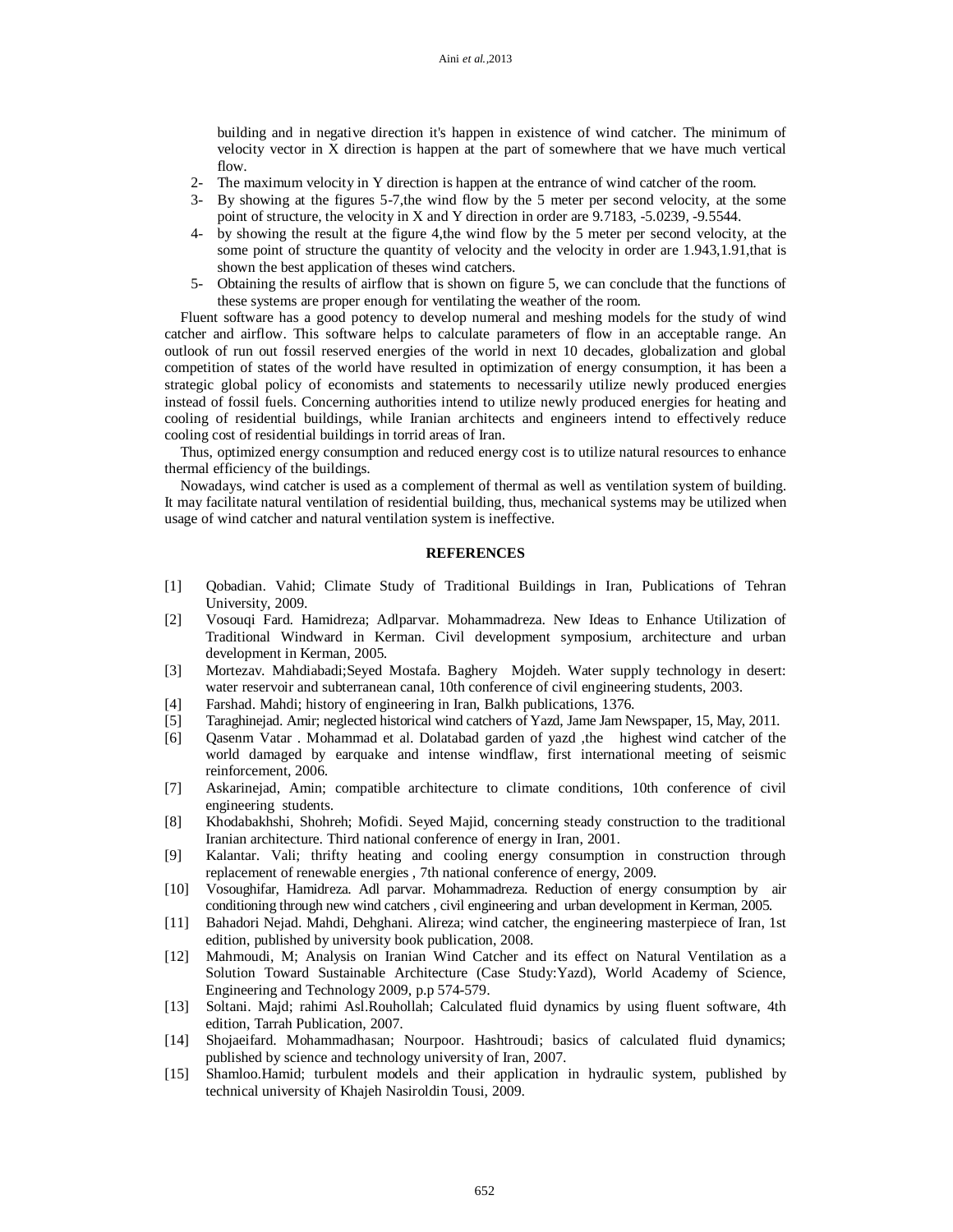building and in negative direction it's happen in existence of wind catcher. The minimum of velocity vector in X direction is happen at the part of somewhere that we have much vertical flow.

2- The maximum velocity in Y direction is happen at the entrance of wind catcher of the room.
3- By showing at the figures 5-7,the wind flow by the 5 meter per second velocity, at the some point of structure, the velocity in X and Y direction in order are 9.7183, -5.0239, -9.5544.
4- by showing the result at the figure 4,the wind flow by the 5 meter per second velocity, at the some point of structure the quantity of velocity and the velocity in order are 1.943,1.91,that is shown the best application of theses wind catchers.
5- Obtaining the results of airflow that is shown on figure 5, we can conclude that the functions of these systems are proper enough for ventilating the weather of the room.

Fluent software has a good potency to develop numeral and meshing models for the study of wind catcher and airflow. This software helps to calculate parameters of flow in an acceptable range. An outlook of run out fossil reserved energies of the world in next 10 decades, globalization and global competition of states of the world have resulted in optimization of energy consumption, it has been a strategic global policy of economists and statements to necessarily utilize newly produced energies instead of fossil fuels. Concerning authorities intend to utilize newly produced energies for heating and cooling of residential buildings, while Iranian architects and engineers intend to effectively reduce cooling cost of residential buildings in torrid areas of Iran.

Thus, optimized energy consumption and reduced energy cost is to utilize natural resources to enhance thermal efficiency of the buildings.

Nowadays, wind catcher is used as a complement of thermal as well as ventilation system of building. It may facilitate natural ventilation of residential building, thus, mechanical systems may be utilized when usage of wind catcher and natural ventilation system is ineffective.

## REFERENCES

[1] Qobadian. Vahid; Climate Study of Traditional Buildings in Iran, Publications of Tehran University, 2009.

[2] Vosouqi Fard. Hamidreza; Adlparvar. Mohammadreza. New Ideas to Enhance Utilization of Traditional Windward in Kerman. Civil development symposium, architecture and urban development in Kerman, 2005.

[3] Mortezav. Mahdiabadi;Seyed Mostafa. Baghery Mojdeh. Water supply technology in desert: water reservoir and subterranean canal, 10th conference of civil engineering students, 2003.

[4] Farshad. Mahdi; history of engineering in Iran, Balkh publications, 1376.

[5] Taraghinejad. Amir; neglected historical wind catchers of Yazd, Jame Jam Newspaper, 15, May, 2011.

[6] Qasenm Vatar . Mohammad et al. Dolatabad garden of yazd ,the highest wind catcher of the world damaged by earquake and intense windflaw, first international meeting of seismic reinforcement, 2006.

[7] Askarinejad, Amin; compatible architecture to climate conditions, 10th conference of civil engineering students.

[8] Khodabakhshi, Shohreh; Mofidi. Seyed Majid, concerning steady construction to the traditional Iranian architecture. Third national conference of energy in Iran, 2001.

[9] Kalantar. Vali; thrifty heating and cooling energy consumption in construction through replacement of renewable energies , 7th national conference of energy, 2009.

[10] Vosoughifar, Hamidreza. Adl parvar. Mohammadreza. Reduction of energy consumption by air conditioning through new wind catchers , civil engineering and urban development in Kerman, 2005.

[11] Bahadori Nejad. Mahdi, Dehghani. Alireza; wind catcher, the engineering masterpiece of Iran, 1st edition, published by university book publication, 2008.

[12] Mahmoudi, M; Analysis on Iranian Wind Catcher and its effect on Natural Ventilation as a Solution Toward Sustainable Architecture (Case Study:Yazd), World Academy of Science, Engineering and Technology 2009, p.p 574-579.

[13] Soltani. Majd; rahimi Asl.Rouhollah; Calculated fluid dynamics by using fluent software, 4th edition, Tarrah Publication, 2007.

[14] Shojaeifard. Mohammadhasan; Nourpoor. Hashtroudi; basics of calculated fluid dynamics; published by science and technology university of Iran, 2007.

[15] Shamloo.Hamid; turbulent models and their application in hydraulic system, published by technical university of Khajeh Nasiroldin Tousi, 2009.